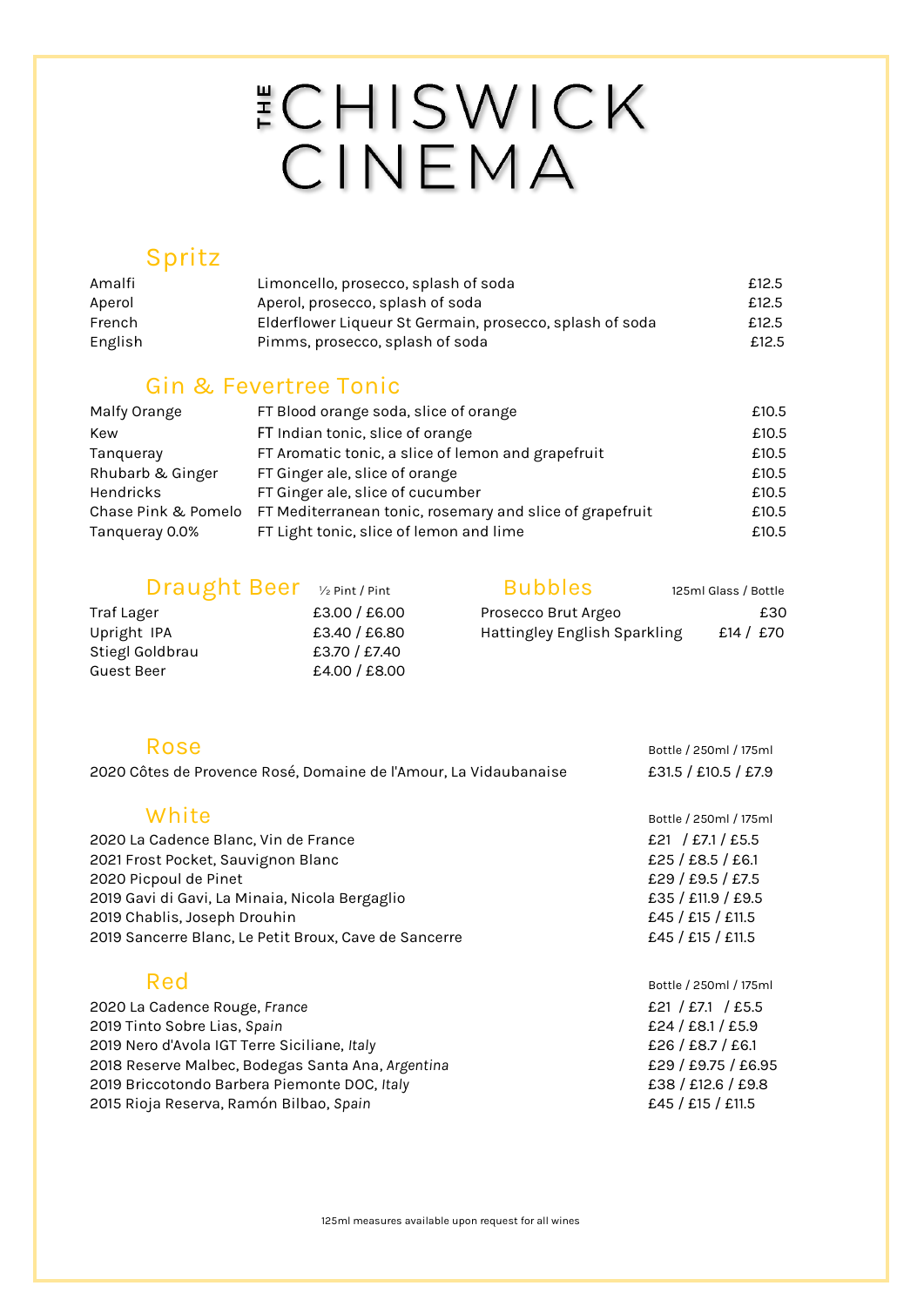# THE CHISWICK CINEMA

## Spritz

| | | |
|---|---|---|
| Amalfi | Limoncello, prosecco, splash of soda | £12.5 |
| Aperol | Aperol, prosecco, splash of soda | £12.5 |
| French | Elderflower Liqueur St Germain, prosecco, splash of soda | £12.5 |
| English | Pimms, prosecco, splash of soda | £12.5 |

## Gin & Fevertree Tonic

| | | |
|---|---|---|
| Malfy Orange | FT Blood orange soda, slice of orange | £10.5 |
| Kew | FT Indian tonic, slice of orange | £10.5 |
| Tanqueray | FT Aromatic tonic, a slice of lemon and grapefruit | £10.5 |
| Rhubarb & Ginger | FT Ginger ale, slice of orange | £10.5 |
| Hendricks | FT Ginger ale, slice of cucumber | £10.5 |
| Chase Pink & Pomelo | FT Mediterranean tonic, rosemary and slice of grapefruit | £10.5 |
| Tanqueray 0.0% | FT Light tonic, slice of lemon and lime | £10.5 |

## Draught Beer

| | ½ Pint / Pint |
|---|---|
| Traf Lager | £3.00 / £6.00 |
| Upright IPA | £3.40 / £6.80 |
| Stiegl Goldbrau | £3.70 / £7.40 |
| Guest Beer | £4.00 / £8.00 |

## Bubbles

| | 125ml Glass / Bottle |
|---|---|
| Prosecco Brut Argeo | £30 |
| Hattingley English Sparkling | £14 / £70 |

## Rose

| | Bottle / 250ml / 175ml |
|---|---|
| 2020 Côtes de Provence Rosé, Domaine de l'Amour, La Vidaubanaise | £31.5 / £10.5 / £7.9 |

## White

| | Bottle / 250ml / 175ml |
|---|---|
| 2020 La Cadence Blanc, Vin de France | £21 / £7.1 / £5.5 |
| 2021 Frost Pocket, Sauvignon Blanc | £25 / £8.5 / £6.1 |
| 2020 Picpoul de Pinet | £29 / £9.5 / £7.5 |
| 2019 Gavi di Gavi, La Minaia, Nicola Bergaglio | £35 / £11.9 / £9.5 |
| 2019 Chablis, Joseph Drouhin | £45 / £15 / £11.5 |
| 2019 Sancerre Blanc, Le Petit Broux, Cave de Sancerre | £45 / £15 / £11.5 |

## Red

| | Bottle / 250ml / 175ml |
|---|---|
| 2020 La Cadence Rouge, *France* | £21 / £7.1 / £5.5 |
| 2019 Tinto Sobre Lias, *Spain* | £24 / £8.1 / £5.9 |
| 2019 Nero d'Avola IGT Terre Siciliane, *Italy* | £26 / £8.7 / £6.1 |
| 2018 Reserve Malbec, Bodegas Santa Ana, *Argentina* | £29 / £9.75 / £6.95 |
| 2019 Briccotondo Barbera Piemonte DOC, *Italy* | £38 / £12.6 / £9.8 |
| 2015 Rioja Reserva, Ramón Bilbao, *Spain* | £45 / £15 / £11.5 |

125ml measures available upon request for all wines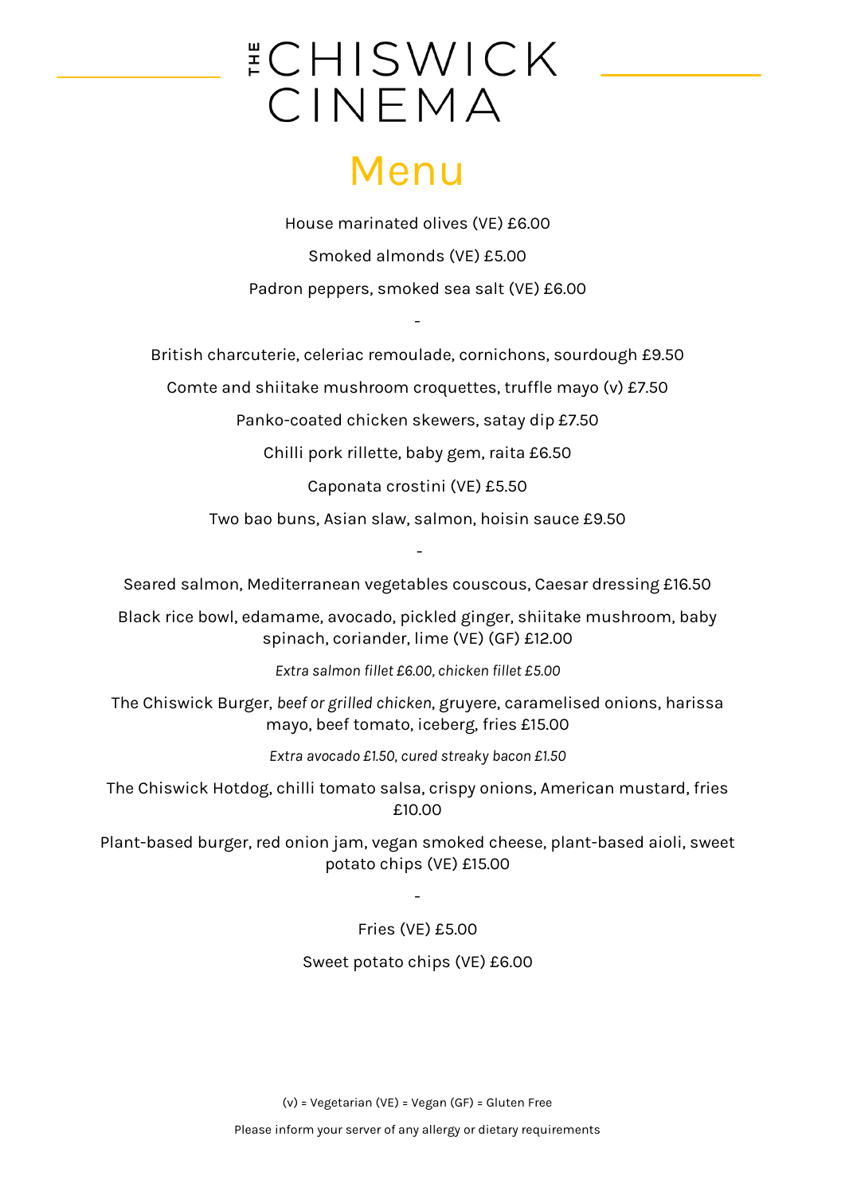# THE CHISWICK CINEMA

## Menu

House marinated olives (VE) £6.00

Smoked almonds (VE) £5.00

Padron peppers, smoked sea salt (VE) £6.00

-

British charcuterie, celeriac remoulade, cornichons, sourdough £9.50

Comte and shiitake mushroom croquettes, truffle mayo (v) £7.50

Panko-coated chicken skewers, satay dip £7.50

Chilli pork rillette, baby gem, raita £6.50

Caponata crostini (VE) £5.50

Two bao buns, Asian slaw, salmon, hoisin sauce £9.50

-

Seared salmon, Mediterranean vegetables couscous, Caesar dressing £16.50

Black rice bowl, edamame, avocado, pickled ginger, shiitake mushroom, baby spinach, coriander, lime (VE) (GF) £12.00

*Extra salmon fillet £6.00, chicken fillet £5.00*

The Chiswick Burger, *beef or grilled chicken*, gruyere, caramelised onions, harissa mayo, beef tomato, iceberg, fries £15.00

*Extra avocado £1.50, cured streaky bacon £1.50*

The Chiswick Hotdog, chilli tomato salsa, crispy onions, American mustard, fries £10.00

Plant-based burger, red onion jam, vegan smoked cheese, plant-based aioli, sweet potato chips (VE) £15.00

-

Fries (VE) £5.00

Sweet potato chips (VE) £6.00

(v) = Vegetarian (VE) = Vegan (GF) = Gluten Free

Please inform your server of any allergy or dietary requirements